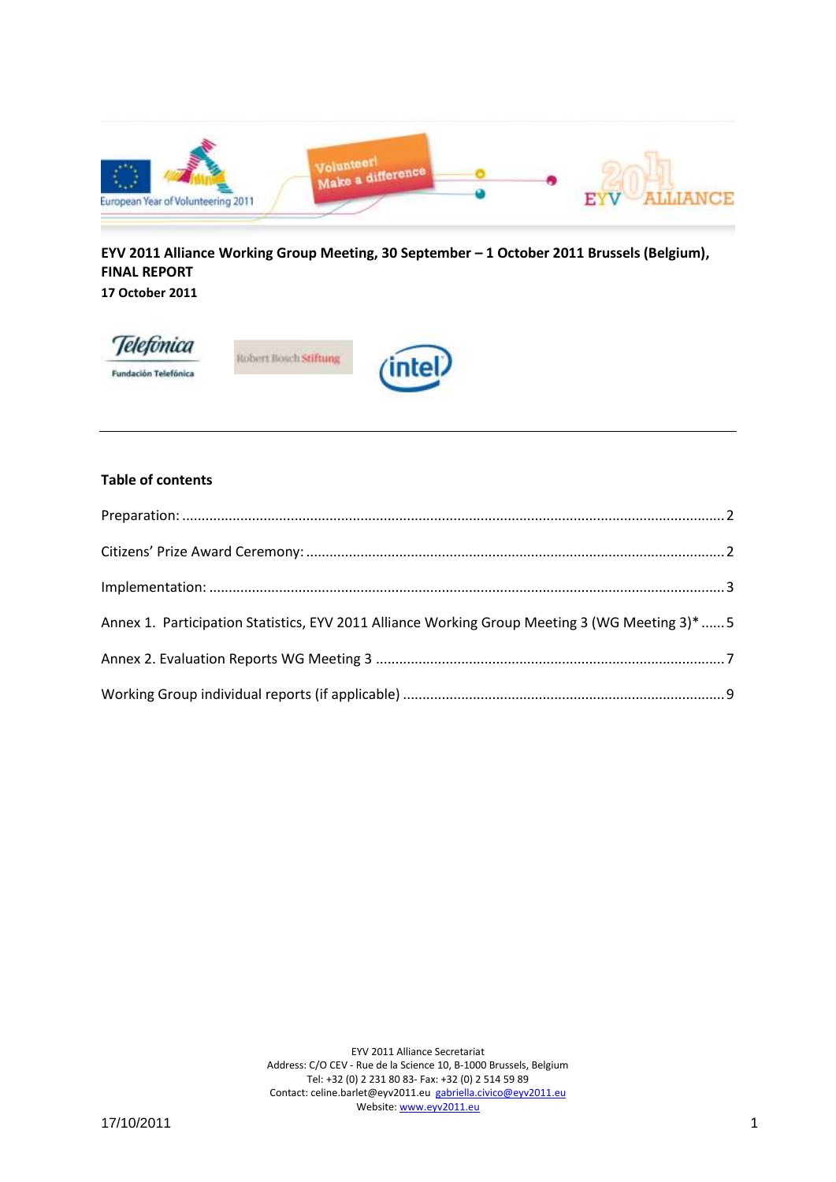**EYV 2011 Alliance Working Group Meeting, 30 September – 1 October 2011 Brussels (Belgium), FINAL REPORT**

**17 October 2011**

**Table of contents**

Preparation: ........................................................................................................................................ 2

Citizens' Prize Award Ceremony: ........................................................................................................ 2

Implementation: .................................................................................................................................. 3

Annex 1. Participation Statistics, EYV 2011 Alliance Working Group Meeting 3 (WG Meeting 3)* ...... 5

Annex 2. Evaluation Reports WG Meeting 3 ........................................................................................ 7

Working Group individual reports (if applicable) .................................................................................. 9

EYV 2011 Alliance Secretariat
Address: C/O CEV - Rue de la Science 10, B-1000 Brussels, Belgium
Tel: +32 (0) 2 231 80 83- Fax: +32 (0) 2 514 59 89
Contact: celine.barlet@eyv2011.eu gabriella.civico@eyv2011.eu
Website: www.eyv2011.eu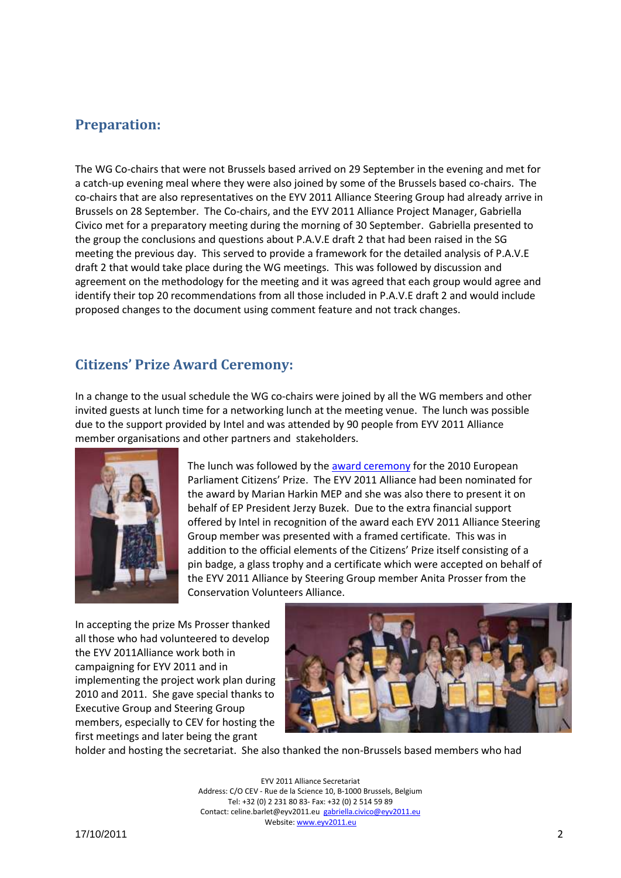## Preparation:

The WG Co-chairs that were not Brussels based arrived on 29 September in the evening and met for a catch-up evening meal where they were also joined by some of the Brussels based co-chairs. The co-chairs that are also representatives on the EYV 2011 Alliance Steering Group had already arrive in Brussels on 28 September. The Co-chairs, and the EYV 2011 Alliance Project Manager, Gabriella Civico met for a preparatory meeting during the morning of 30 September. Gabriella presented to the group the conclusions and questions about P.A.V.E draft 2 that had been raised in the SG meeting the previous day. This served to provide a framework for the detailed analysis of P.A.V.E draft 2 that would take place during the WG meetings. This was followed by discussion and agreement on the methodology for the meeting and it was agreed that each group would agree and identify their top 20 recommendations from all those included in P.A.V.E draft 2 and would include proposed changes to the document using comment feature and not track changes.

## Citizens' Prize Award Ceremony:

In a change to the usual schedule the WG co-chairs were joined by all the WG members and other invited guests at lunch time for a networking lunch at the meeting venue. The lunch was possible due to the support provided by Intel and was attended by 90 people from EYV 2011 Alliance member organisations and other partners and stakeholders.

The lunch was followed by the award ceremony for the 2010 European Parliament Citizens' Prize. The EYV 2011 Alliance had been nominated for the award by Marian Harkin MEP and she was also there to present it on behalf of EP President Jerzy Buzek. Due to the extra financial support offered by Intel in recognition of the award each EYV 2011 Alliance Steering Group member was presented with a framed certificate. This was in addition to the official elements of the Citizens' Prize itself consisting of a pin badge, a glass trophy and a certificate which were accepted on behalf of the EYV 2011 Alliance by Steering Group member Anita Prosser from the Conservation Volunteers Alliance.

In accepting the prize Ms Prosser thanked all those who had volunteered to develop the EYV 2011Alliance work both in campaigning for EYV 2011 and in implementing the project work plan during 2010 and 2011. She gave special thanks to Executive Group and Steering Group members, especially to CEV for hosting the first meetings and later being the grant holder and hosting the secretariat. She also thanked the non-Brussels based members who had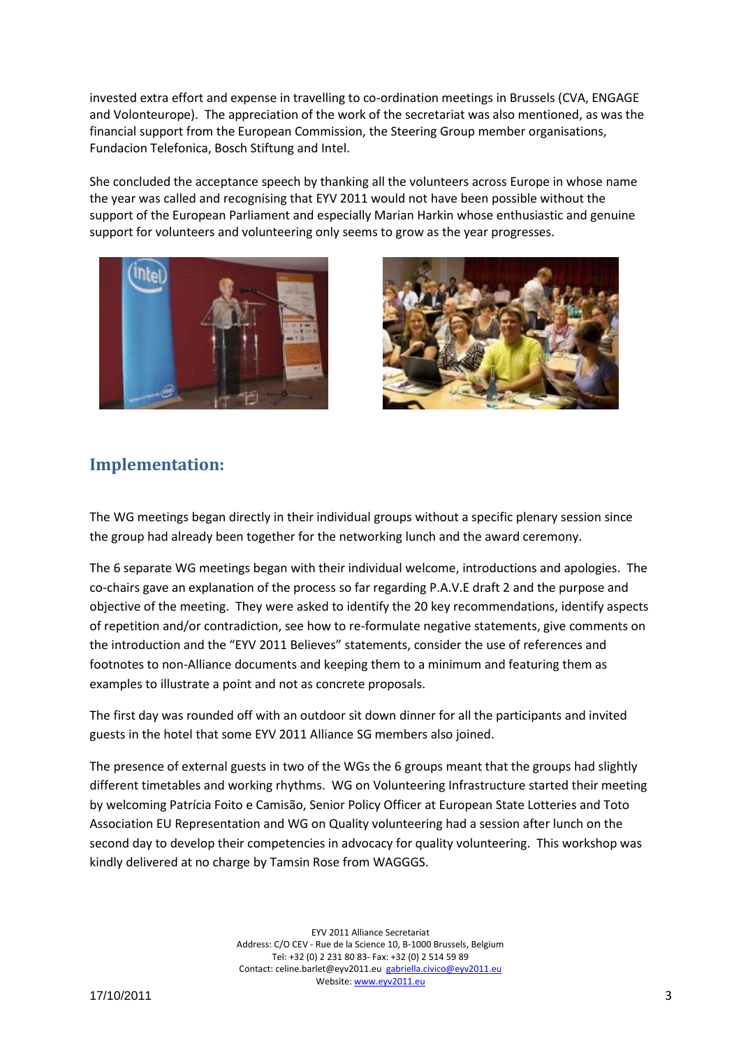invested extra effort and expense in travelling to co-ordination meetings in Brussels (CVA, ENGAGE and Volonteurope). The appreciation of the work of the secretariat was also mentioned, as was the financial support from the European Commission, the Steering Group member organisations, Fundacion Telefonica, Bosch Stiftung and Intel.

She concluded the acceptance speech by thanking all the volunteers across Europe in whose name the year was called and recognising that EYV 2011 would not have been possible without the support of the European Parliament and especially Marian Harkin whose enthusiastic and genuine support for volunteers and volunteering only seems to grow as the year progresses.

## Implementation:

The WG meetings began directly in their individual groups without a specific plenary session since the group had already been together for the networking lunch and the award ceremony.

The 6 separate WG meetings began with their individual welcome, introductions and apologies. The co-chairs gave an explanation of the process so far regarding P.A.V.E draft 2 and the purpose and objective of the meeting. They were asked to identify the 20 key recommendations, identify aspects of repetition and/or contradiction, see how to re-formulate negative statements, give comments on the introduction and the "EYV 2011 Believes" statements, consider the use of references and footnotes to non-Alliance documents and keeping them to a minimum and featuring them as examples to illustrate a point and not as concrete proposals.

The first day was rounded off with an outdoor sit down dinner for all the participants and invited guests in the hotel that some EYV 2011 Alliance SG members also joined.

The presence of external guests in two of the WGs the 6 groups meant that the groups had slightly different timetables and working rhythms. WG on Volunteering Infrastructure started their meeting by welcoming Patrícia Foito e Camisão, Senior Policy Officer at European State Lotteries and Toto Association EU Representation and WG on Quality volunteering had a session after lunch on the second day to develop their competencies in advocacy for quality volunteering. This workshop was kindly delivered at no charge by Tamsin Rose from WAGGGS.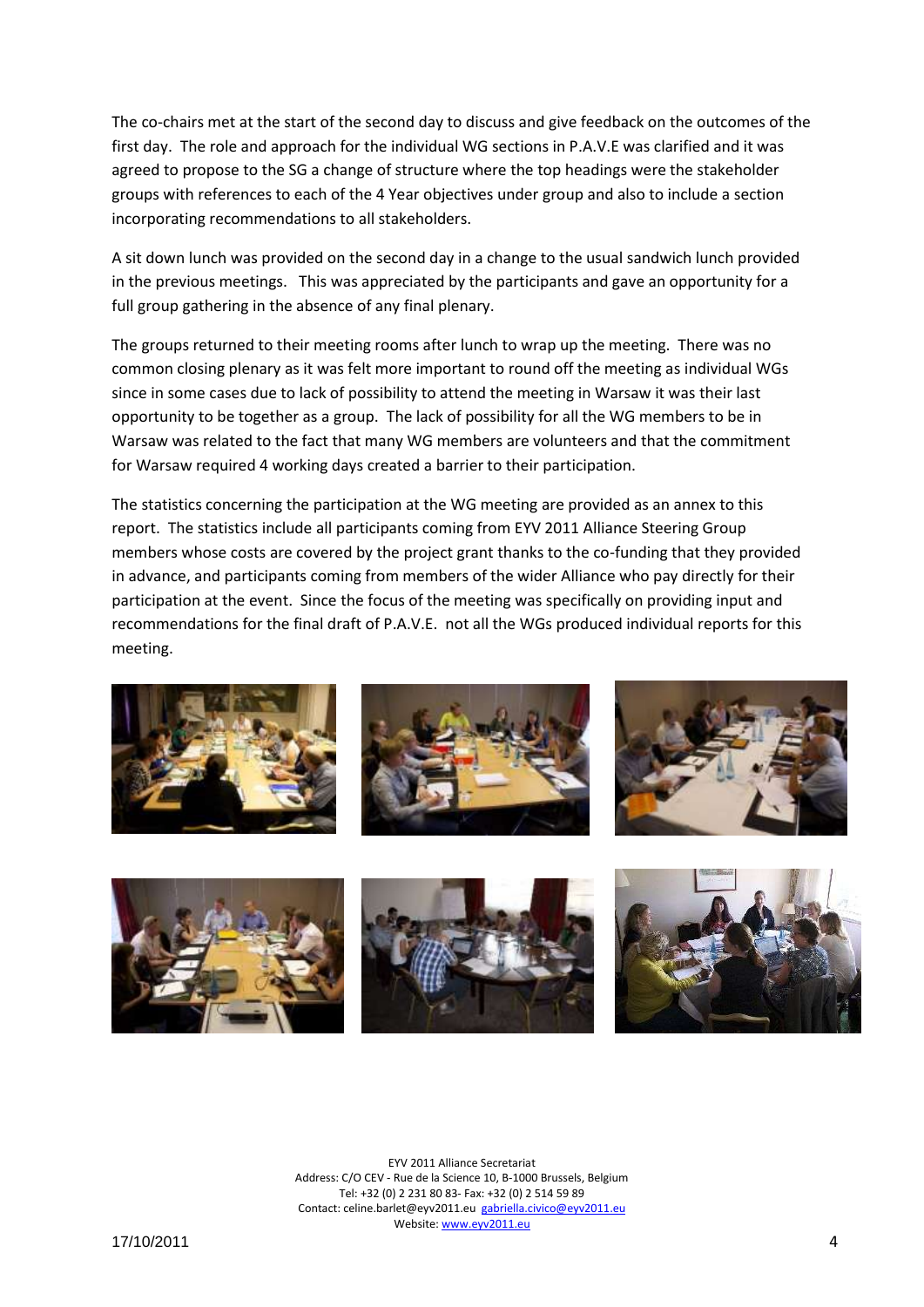The co-chairs met at the start of the second day to discuss and give feedback on the outcomes of the first day. The role and approach for the individual WG sections in P.A.V.E was clarified and it was agreed to propose to the SG a change of structure where the top headings were the stakeholder groups with references to each of the 4 Year objectives under group and also to include a section incorporating recommendations to all stakeholders.

A sit down lunch was provided on the second day in a change to the usual sandwich lunch provided in the previous meetings. This was appreciated by the participants and gave an opportunity for a full group gathering in the absence of any final plenary.

The groups returned to their meeting rooms after lunch to wrap up the meeting. There was no common closing plenary as it was felt more important to round off the meeting as individual WGs since in some cases due to lack of possibility to attend the meeting in Warsaw it was their last opportunity to be together as a group. The lack of possibility for all the WG members to be in Warsaw was related to the fact that many WG members are volunteers and that the commitment for Warsaw required 4 working days created a barrier to their participation.

The statistics concerning the participation at the WG meeting are provided as an annex to this report. The statistics include all participants coming from EYV 2011 Alliance Steering Group members whose costs are covered by the project grant thanks to the co-funding that they provided in advance, and participants coming from members of the wider Alliance who pay directly for their participation at the event. Since the focus of the meeting was specifically on providing input and recommendations for the final draft of P.A.V.E. not all the WGs produced individual reports for this meeting.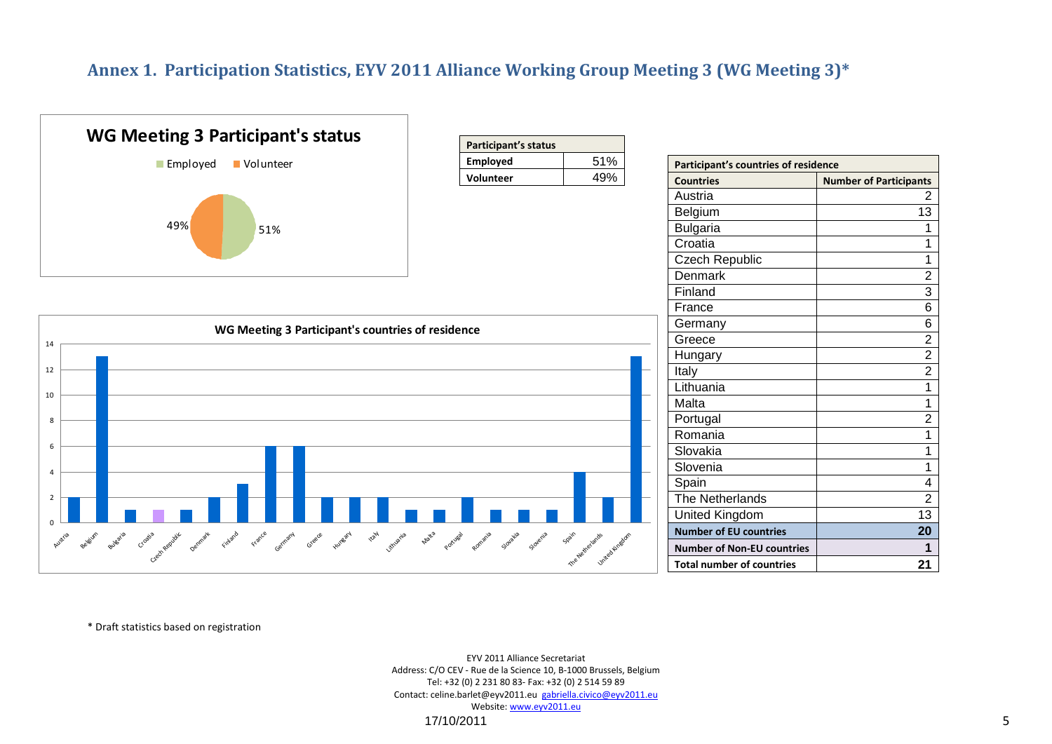# Annex 1. Participation Statistics, EYV 2011 Alliance Working Group Meeting 3 (WG Meeting 3)*

**WG Meeting 3 Participant's status**

| Participant's status | |
|---|---|
| Employed | 51% |
| Volunteer | 49% |

**WG Meeting 3 Participant's countries of residence**

| Participant's countries of residence | |
|---|---|
| **Countries** | **Number of Participants** |
| Austria | 2 |
| Belgium | 13 |
| Bulgaria | 1 |
| Croatia | 1 |
| Czech Republic | 1 |
| Denmark | 2 |
| Finland | 3 |
| France | 6 |
| Germany | 6 |
| Greece | 2 |
| Hungary | 2 |
| Italy | 2 |
| Lithuania | 1 |
| Malta | 1 |
| Portugal | 2 |
| Romania | 1 |
| Slovakia | 1 |
| Slovenia | 1 |
| Spain | 4 |
| The Netherlands | 2 |
| United Kingdom | 13 |
| **Number of EU countries** | **20** |
| **Number of Non-EU countries** | **1** |
| **Total number of countries** | **21** |

\* Draft statistics based on registration

EYV 2011 Alliance Secretariat
Address: C/O CEV - Rue de la Science 10, B-1000 Brussels, Belgium
Tel: +32 (0) 2 231 80 83- Fax: +32 (0) 2 514 59 89
Contact: celine.barlet@eyv2011.eu gabriella.civico@eyv2011.eu
Website: www.eyv2011.eu

17/10/2011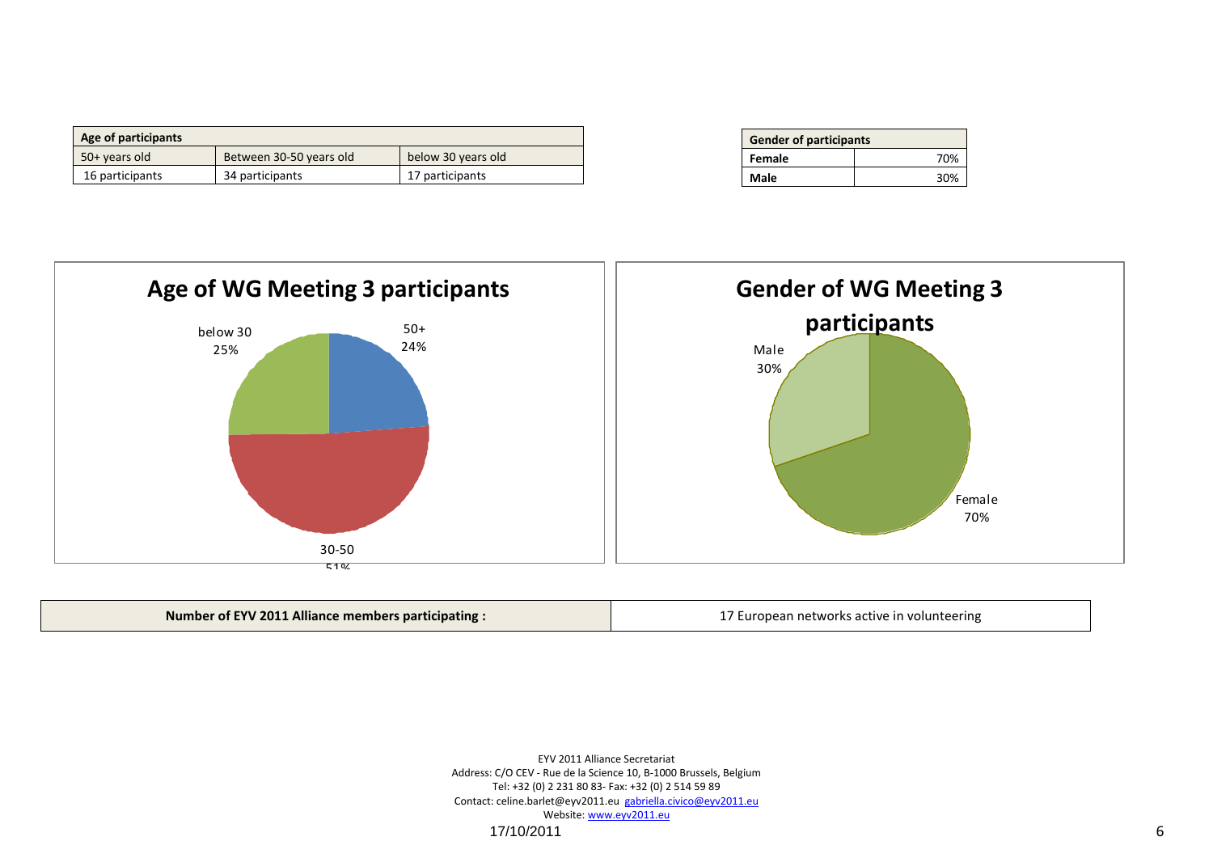| Age of participants | | |
|---|---|---|
| 50+ years old | Between 30-50 years old | below 30 years old |
| 16 participants | 34 participants | 17 participants |

| Gender of participants | |
|---|---|
| **Female** | 70% |
| **Male** | 30% |

**Age of WG Meeting 3 participants**

below 30 25%

50+ 24%

30-50 51%

**Gender of WG Meeting 3 participants**

Male 30%

Female 70%

| **Number of EYV 2011 Alliance members participating :** | 17 European networks active in volunteering |
|---|---|

EYV 2011 Alliance Secretariat
Address: C/O CEV - Rue de la Science 10, B-1000 Brussels, Belgium
Tel: +32 (0) 2 231 80 83- Fax: +32 (0) 2 514 59 89
Contact: celine.barlet@eyv2011.eu gabriella.civico@eyv2011.eu
Website: www.eyv2011.eu

17/10/2011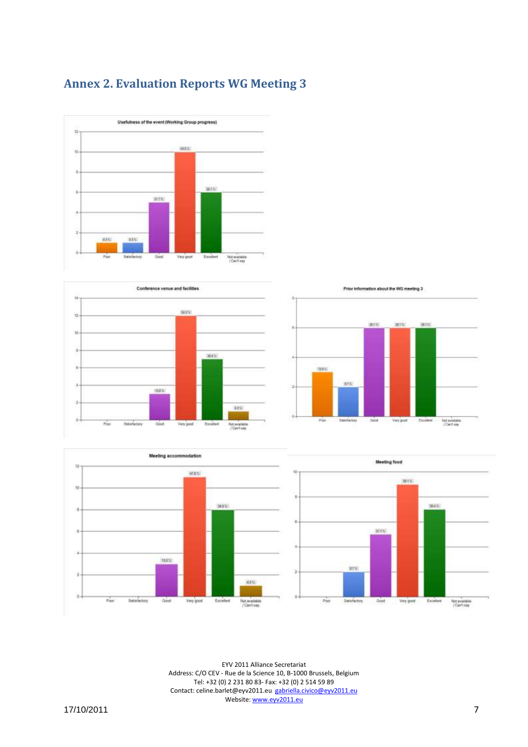## Annex 2. Evaluation Reports WG Meeting 3

**Usefulness of the event (Working Group progress)**

| Rating | Count | % |
| --- | --- | --- |
| Poor | 1 | 4.3% |
| Satisfactory | 1 | 4.3% |
| Good | 5 | 21.7% |
| Very good | 10 | 43.5% |
| Excellent | 6 | 26.1% |
| Not available / Can't say | 0 | |

**Conference venue and facilities**

| Rating | Count | % |
| --- | --- | --- |
| Poor | 0 | |
| Satisfactory | 0 | |
| Good | 3 | 13.0% |
| Very good | 12 | 52.2% |
| Excellent | 7 | 30.4% |
| Not available / Can't say | 1 | 4.3% |

**Prior information about the WG meeting 3**

| Rating | Count | % |
| --- | --- | --- |
| Poor | 3 | 13.0% |
| Satisfactory | 2 | 8.7% |
| Good | 6 | 26.1% |
| Very good | 6 | 26.1% |
| Excellent | 6 | 26.1% |
| Not available / Can't say | 0 | |

**Meeting accommodation**

| Rating | Count | % |
| --- | --- | --- |
| Poor | 0 | |
| Satisfactory | 0 | |
| Good | 3 | 13.0% |
| Very good | 11 | 47.8% |
| Excellent | 8 | 34.8% |
| Not available / Can't say | 1 | 4.3% |

**Meeting food**

| Rating | Count | % |
| --- | --- | --- |
| Poor | 0 | |
| Satisfactory | 2 | 8.7% |
| Good | 5 | 21.7% |
| Very good | 9 | 39.1% |
| Excellent | 7 | 30.4% |
| Not available / Can't say | 0 | |

EYV 2011 Alliance Secretariat
Address: C/O CEV - Rue de la Science 10, B-1000 Brussels, Belgium
Tel: +32 (0) 2 231 80 83- Fax: +32 (0) 2 514 59 89
Contact: celine.barlet@eyv2011.eu gabriella.civico@eyv2011.eu
Website: www.eyv2011.eu

17/10/2011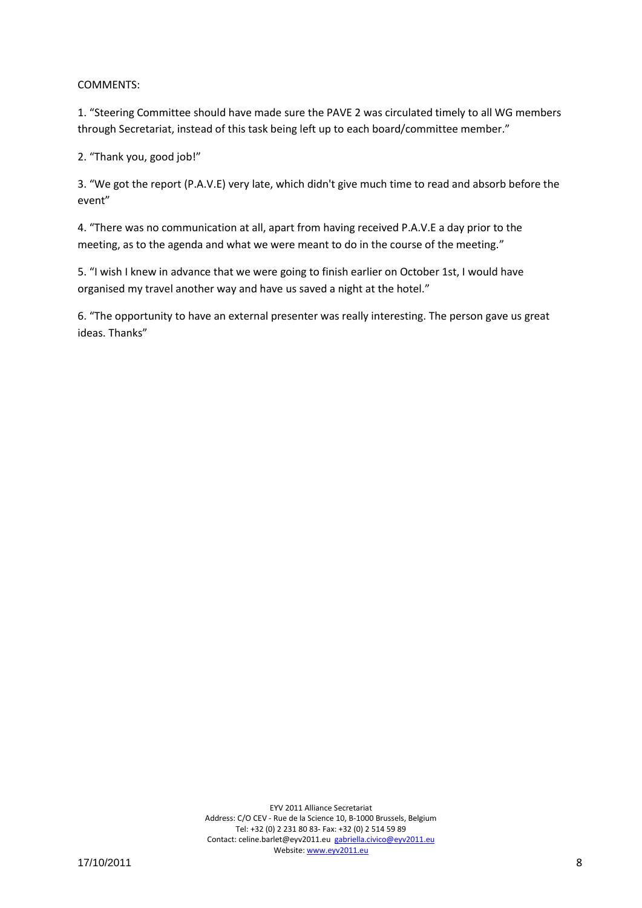COMMENTS:

1. "Steering Committee should have made sure the PAVE 2 was circulated timely to all WG members through Secretariat, instead of this task being left up to each board/committee member."

2. "Thank you, good job!"

3. "We got the report (P.A.V.E) very late, which didn't give much time to read and absorb before the event"

4. "There was no communication at all, apart from having received P.A.V.E a day prior to the meeting, as to the agenda and what we were meant to do in the course of the meeting."

5. "I wish I knew in advance that we were going to finish earlier on October 1st, I would have organised my travel another way and have us saved a night at the hotel."

6. "The opportunity to have an external presenter was really interesting. The person gave us great ideas. Thanks"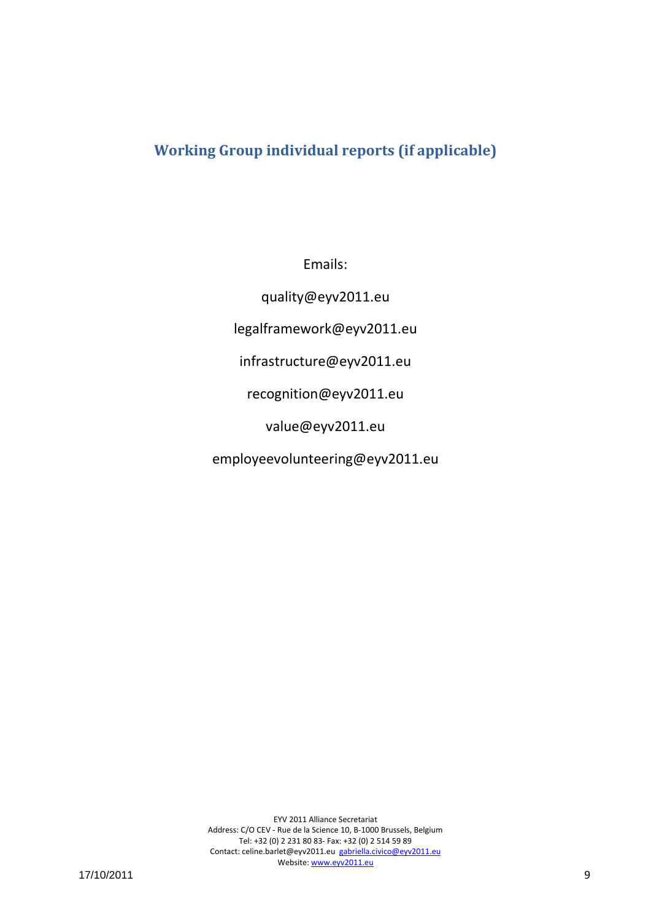## Working Group individual reports (if applicable)

Emails:

quality@eyv2011.eu

legalframework@eyv2011.eu

infrastructure@eyv2011.eu

recognition@eyv2011.eu

value@eyv2011.eu

employeevolunteering@eyv2011.eu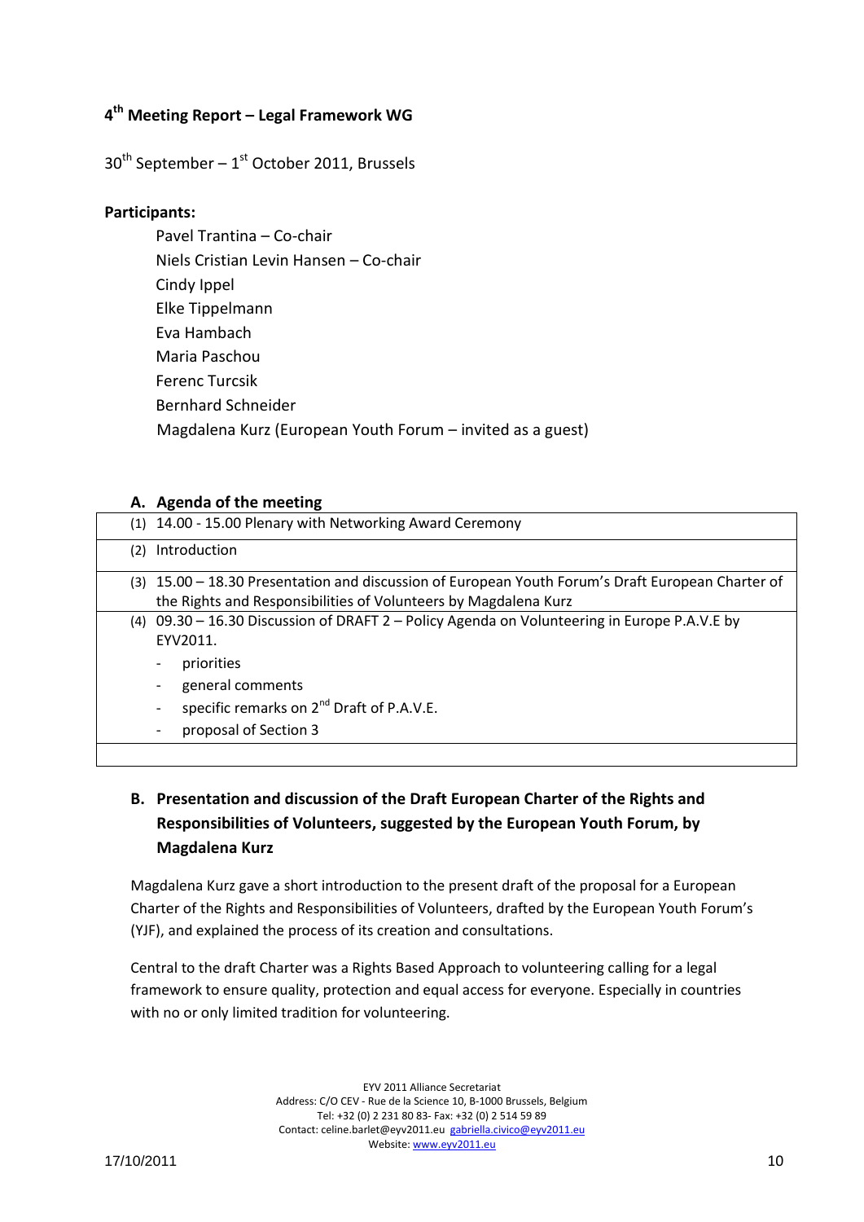## 4th Meeting Report – Legal Framework WG

30th September – 1st October 2011, Brussels

**Participants:**

Pavel Trantina – Co-chair
Niels Cristian Levin Hansen – Co-chair
Cindy Ippel
Elke Tippelmann
Eva Hambach
Maria Paschou
Ferenc Turcsik
Bernhard Schneider
Magdalena Kurz (European Youth Forum – invited as a guest)

### A. Agenda of the meeting

| |
|---|
| (1) 14.00 - 15.00 Plenary with Networking Award Ceremony |
| (2) Introduction |
| (3) 15.00 – 18.30 Presentation and discussion of European Youth Forum's Draft European Charter of the Rights and Responsibilities of Volunteers by Magdalena Kurz |
| (4) 09.30 – 16.30 Discussion of DRAFT 2 – Policy Agenda on Volunteering in Europe P.A.V.E by EYV2011. <br> - priorities <br> - general comments <br> - specific remarks on 2nd Draft of P.A.V.E. <br> - proposal of Section 3 |

### B. Presentation and discussion of the Draft European Charter of the Rights and Responsibilities of Volunteers, suggested by the European Youth Forum, by Magdalena Kurz

Magdalena Kurz gave a short introduction to the present draft of the proposal for a European Charter of the Rights and Responsibilities of Volunteers, drafted by the European Youth Forum's (YJF), and explained the process of its creation and consultations.

Central to the draft Charter was a Rights Based Approach to volunteering calling for a legal framework to ensure quality, protection and equal access for everyone. Especially in countries with no or only limited tradition for volunteering.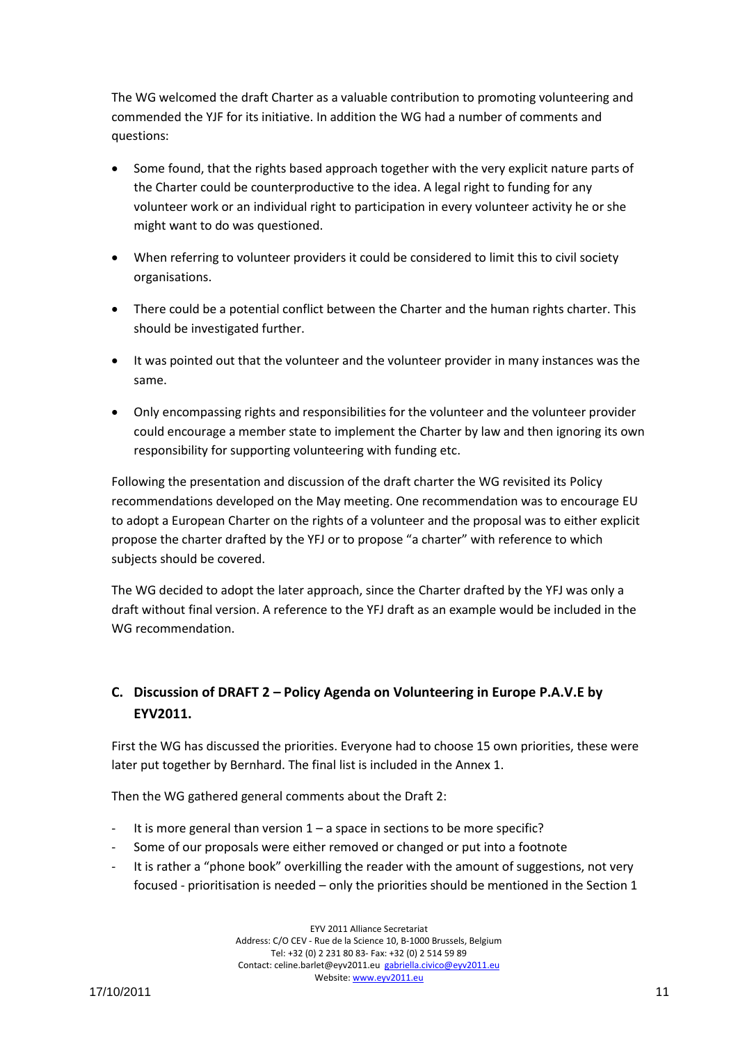The WG welcomed the draft Charter as a valuable contribution to promoting volunteering and commended the YJF for its initiative. In addition the WG had a number of comments and questions:

- Some found, that the rights based approach together with the very explicit nature parts of the Charter could be counterproductive to the idea. A legal right to funding for any volunteer work or an individual right to participation in every volunteer activity he or she might want to do was questioned.
- When referring to volunteer providers it could be considered to limit this to civil society organisations.
- There could be a potential conflict between the Charter and the human rights charter. This should be investigated further.
- It was pointed out that the volunteer and the volunteer provider in many instances was the same.
- Only encompassing rights and responsibilities for the volunteer and the volunteer provider could encourage a member state to implement the Charter by law and then ignoring its own responsibility for supporting volunteering with funding etc.

Following the presentation and discussion of the draft charter the WG revisited its Policy recommendations developed on the May meeting. One recommendation was to encourage EU to adopt a European Charter on the rights of a volunteer and the proposal was to either explicit propose the charter drafted by the YFJ or to propose "a charter" with reference to which subjects should be covered.

The WG decided to adopt the later approach, since the Charter drafted by the YFJ was only a draft without final version. A reference to the YFJ draft as an example would be included in the WG recommendation.

## C. Discussion of DRAFT 2 – Policy Agenda on Volunteering in Europe P.A.V.E by EYV2011.

First the WG has discussed the priorities. Everyone had to choose 15 own priorities, these were later put together by Bernhard. The final list is included in the Annex 1.

Then the WG gathered general comments about the Draft 2:

- It is more general than version 1 – a space in sections to be more specific?
- Some of our proposals were either removed or changed or put into a footnote
- It is rather a "phone book" overkilling the reader with the amount of suggestions, not very focused - prioritisation is needed – only the priorities should be mentioned in the Section 1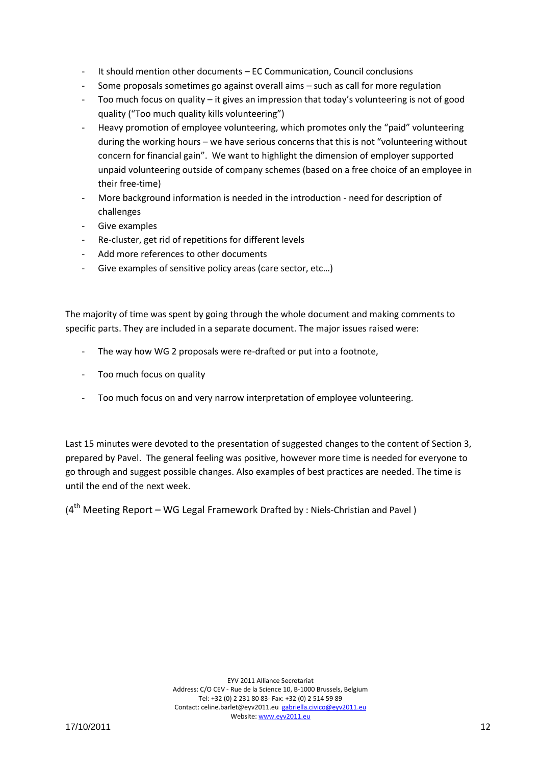- It should mention other documents – EC Communication, Council conclusions
- Some proposals sometimes go against overall aims – such as call for more regulation
- Too much focus on quality – it gives an impression that today's volunteering is not of good quality ("Too much quality kills volunteering")
- Heavy promotion of employee volunteering, which promotes only the "paid" volunteering during the working hours – we have serious concerns that this is not "volunteering without concern for financial gain". We want to highlight the dimension of employer supported unpaid volunteering outside of company schemes (based on a free choice of an employee in their free-time)
- More background information is needed in the introduction - need for description of challenges
- Give examples
- Re-cluster, get rid of repetitions for different levels
- Add more references to other documents
- Give examples of sensitive policy areas (care sector, etc…)

The majority of time was spent by going through the whole document and making comments to specific parts. They are included in a separate document. The major issues raised were:

- The way how WG 2 proposals were re-drafted or put into a footnote,
- Too much focus on quality
- Too much focus on and very narrow interpretation of employee volunteering.

Last 15 minutes were devoted to the presentation of suggested changes to the content of Section 3, prepared by Pavel. The general feeling was positive, however more time is needed for everyone to go through and suggest possible changes. Also examples of best practices are needed. The time is until the end of the next week.

(4th Meeting Report – WG Legal Framework Drafted by : Niels-Christian and Pavel )

EYV 2011 Alliance Secretariat
Address: C/O CEV - Rue de la Science 10, B-1000 Brussels, Belgium
Tel: +32 (0) 2 231 80 83- Fax: +32 (0) 2 514 59 89
Contact: celine.barlet@eyv2011.eu gabriella.civico@eyv2011.eu
Website: www.eyv2011.eu

17/10/2011